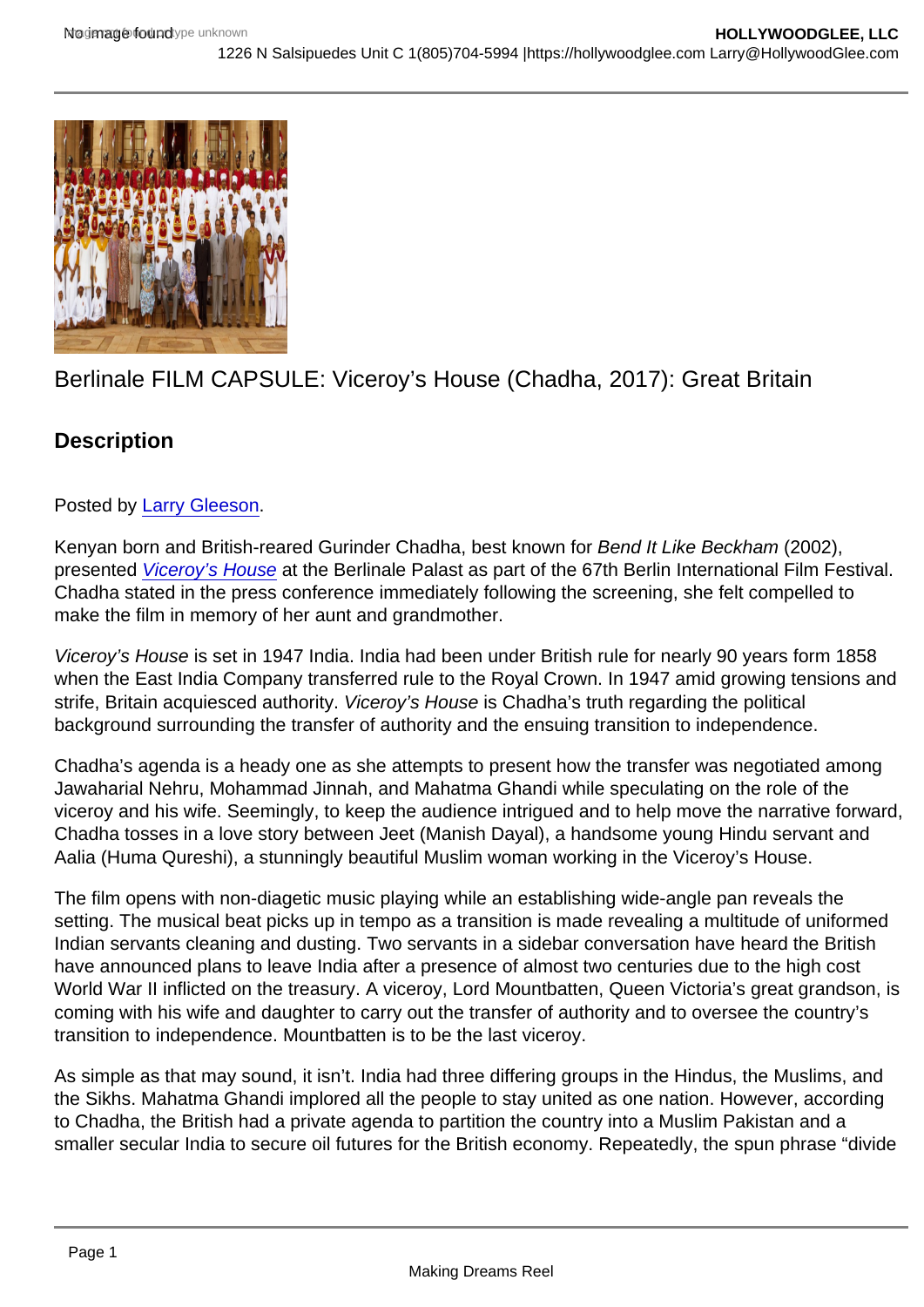Berlinale FILM CAPSULE: Viceroy's House (Chadha, 2017): Great Britain

## Description

Posted by Larry Gleeson.

Kenyan born and British-reared Gurinder Chadha, best known for *Bend It Like Beckham* (2002), presented *Viceroy's House* at the Berlinale Palast as part of the 67th Berlin International Film Festival. Chadha stated in the press conference immediately following the screening, she felt compelled to make the film in memory of her aunt and grandmother.

*Viceroy's House* is set in 1947 India. India had been under British rule for nearly 90 years form 1858 when the East India Company transferred rule to the Royal Crown. In 1947 amid growing tensions and strife, Britain acquiesced authority. *Viceroy's House* is Chadha's truth regarding the political background surrounding the transfer of authority and the ensuing transition to independence.

Chadha's agenda is a heady one as she attempts to present how the transfer was negotiated among Jawaharial Nehru, Mohammad Jinnah, and Mahatma Ghandi while speculating on the role of the viceroy and his wife. Seemingly, to keep the audience intrigued and to help move the narrative forward, Chadha tosses in a love story between Jeet (Manish Dayal), a handsome young Hindu servant and Aalia (Huma Qureshi), a stunningly beautiful Muslim woman working in the Viceroy's House.

The film opens with non-diagetic music playing while an establishing wide-angle pan reveals the setting. The musical beat picks up in tempo as a transition is made revealing a multitude of uniformed Indian servants cleaning and dusting. Two servants in a sidebar conversation have heard the British have announced plans to leave India after a presence of almost two centuries due to the high cost World War II inflicted on the treasury. A viceroy, Lord Mountbatten, Queen Victoria's great grandson, is coming with his wife and daughter to carry out the transfer of authority and to oversee the country's transition to independence. Mountbatten is to be the last viceroy.

As simple as that may sound, it isn't. India had three differing groups in the Hindus, the Muslims, and the Sikhs. Mahatma Ghandi implored all the people to stay united as one nation. However, according to Chadha, the British had a private agenda to partition the country into a Muslim Pakistan and a smaller secular India to secure oil futures for the British economy. Repeatedly, the spun phrase "divide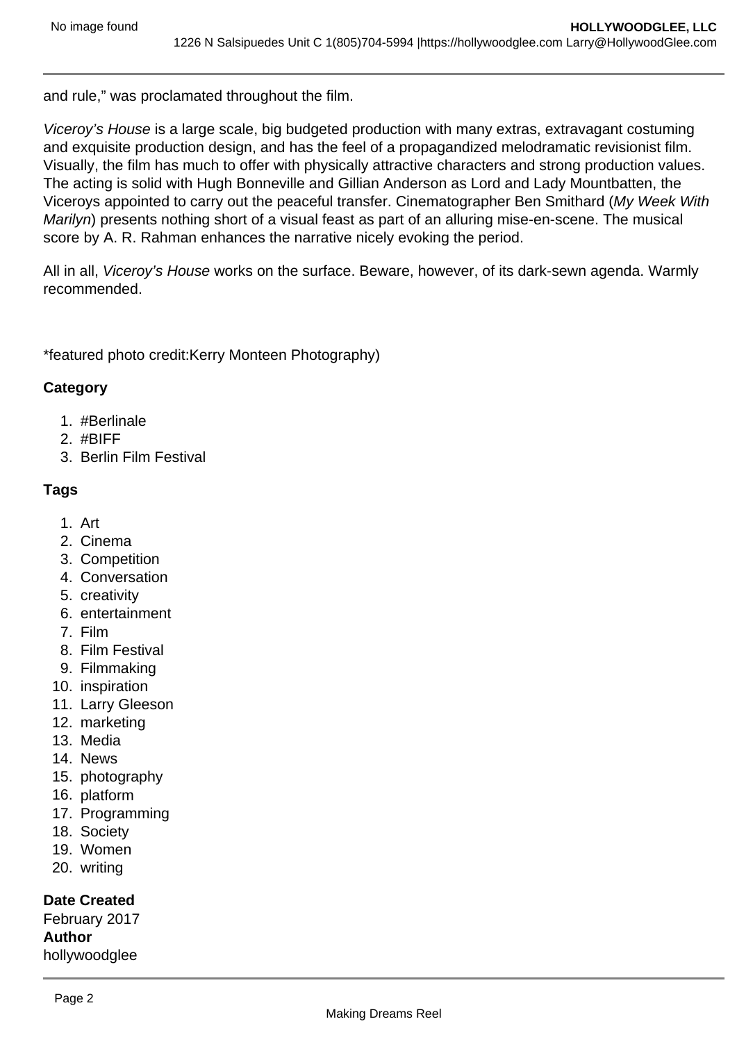and rule," was proclamated throughout the film.

*Viceroy's House* is a large scale, big budgeted production with many extras, extravagant costuming and exquisite production design, and has the feel of a propagandized melodramatic revisionist film. Visually, the film has much to offer with physically attractive characters and strong production values. The acting is solid with Hugh Bonneville and Gillian Anderson as Lord and Lady Mountbatten, the Viceroys appointed to carry out the peaceful transfer. Cinematographer Ben Smithard (*My Week With Marilyn*) presents nothing short of a visual feast as part of an alluring mise-en-scene. The musical score by A. R. Rahman enhances the narrative nicely evoking the period.

All in all, *Viceroy's House* works on the surface. Beware, however, of its dark-sewn agenda. Warmly recommended.

*featured photo credit:Kerry Monteen Photography)

**Category**

1. #Berlinale
2. #BIFF
3. Berlin Film Festival

**Tags**

1. Art
2. Cinema
3. Competition
4. Conversation
5. creativity
6. entertainment
7. Film
8. Film Festival
9. Filmmaking
10. inspiration
11. Larry Gleeson
12. marketing
13. Media
14. News
15. photography
16. platform
17. Programming
18. Society
19. Women
20. writing

**Date Created**
February 2017
**Author**
hollywoodglee